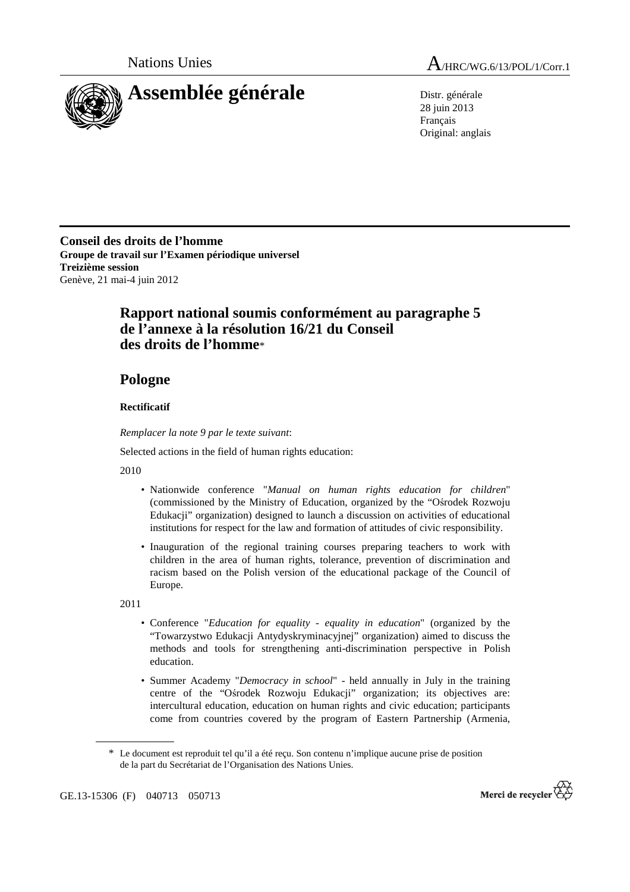Nations Unies A/HRC/WG.6/13/POL/1/Corr.1

# Assemblée générale

Distr. générale
28 juin 2013
Français
Original: anglais

**Conseil des droits de l'homme**
**Groupe de travail sur l'Examen périodique universel**
**Treizième session**
Genève, 21 mai-4 juin 2012

## Rapport national soumis conformément au paragraphe 5 de l'annexe à la résolution 16/21 du Conseil des droits de l'homme*

## Pologne

**Rectificatif**

*Remplacer la note 9 par le texte suivant*:

Selected actions in the field of human rights education:

2010

- Nationwide conference "*Manual on human rights education for children*" (commissioned by the Ministry of Education, organized by the "Ośrodek Rozwoju Edukacji" organization) designed to launch a discussion on activities of educational institutions for respect for the law and formation of attitudes of civic responsibility.
- Inauguration of the regional training courses preparing teachers to work with children in the area of human rights, tolerance, prevention of discrimination and racism based on the Polish version of the educational package of the Council of Europe.

2011

- Conference "*Education for equality - equality in education*" (organized by the "Towarzystwo Edukacji Antydyskryminacyjnej" organization) aimed to discuss the methods and tools for strengthening anti-discrimination perspective in Polish education.
- Summer Academy "*Democracy in school*" - held annually in July in the training centre of the "Ośrodek Rozwoju Edukacji" organization; its objectives are: intercultural education, education on human rights and civic education; participants come from countries covered by the program of Eastern Partnership (Armenia,

\* Le document est reproduit tel qu'il a été reçu. Son contenu n'implique aucune prise de position de la part du Secrétariat de l'Organisation des Nations Unies.

GE.13-15306 (F) 040713 050713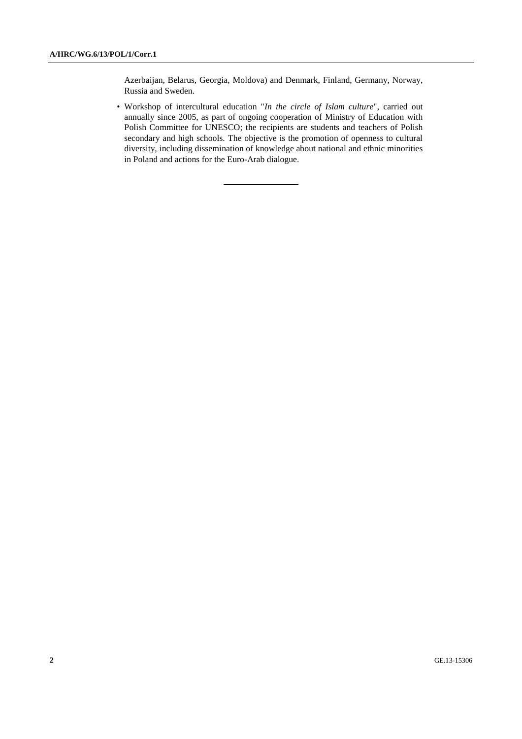Azerbaijan, Belarus, Georgia, Moldova) and Denmark, Finland, Germany, Norway, Russia and Sweden.

- Workshop of intercultural education "*In the circle of Islam culture*", carried out annually since 2005, as part of ongoing cooperation of Ministry of Education with Polish Committee for UNESCO; the recipients are students and teachers of Polish secondary and high schools. The objective is the promotion of openness to cultural diversity, including dissemination of knowledge about national and ethnic minorities in Poland and actions for the Euro-Arab dialogue.